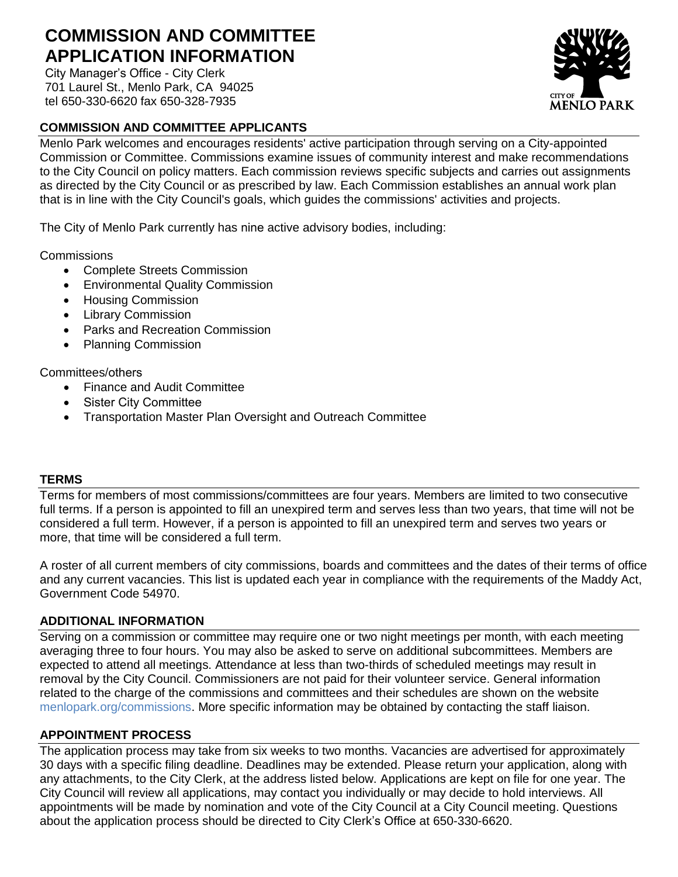# COMMISSION AND COMMITTEE APPLICATION INFORMATION

City Manager's Office - City Clerk
701 Laurel St., Menlo Park, CA 94025
tel 650-330-6620 fax 650-328-7935

## COMMISSION AND COMMITTEE APPLICANTS

Menlo Park welcomes and encourages residents' active participation through serving on a City-appointed Commission or Committee. Commissions examine issues of community interest and make recommendations to the City Council on policy matters. Each commission reviews specific subjects and carries out assignments as directed by the City Council or as prescribed by law. Each Commission establishes an annual work plan that is in line with the City Council's goals, which guides the commissions' activities and projects.

The City of Menlo Park currently has nine active advisory bodies, including:

Commissions

- Complete Streets Commission
- Environmental Quality Commission
- Housing Commission
- Library Commission
- Parks and Recreation Commission
- Planning Commission

Committees/others

- Finance and Audit Committee
- Sister City Committee
- Transportation Master Plan Oversight and Outreach Committee

## TERMS

Terms for members of most commissions/committees are four years. Members are limited to two consecutive full terms. If a person is appointed to fill an unexpired term and serves less than two years, that time will not be considered a full term. However, if a person is appointed to fill an unexpired term and serves two years or more, that time will be considered a full term.

A roster of all current members of city commissions, boards and committees and the dates of their terms of office and any current vacancies. This list is updated each year in compliance with the requirements of the Maddy Act, Government Code 54970.

## ADDITIONAL INFORMATION

Serving on a commission or committee may require one or two night meetings per month, with each meeting averaging three to four hours. You may also be asked to serve on additional subcommittees. Members are expected to attend all meetings. Attendance at less than two-thirds of scheduled meetings may result in removal by the City Council. Commissioners are not paid for their volunteer service. General information related to the charge of the commissions and committees and their schedules are shown on the website menlopark.org/commissions. More specific information may be obtained by contacting the staff liaison.

## APPOINTMENT PROCESS

The application process may take from six weeks to two months. Vacancies are advertised for approximately 30 days with a specific filing deadline. Deadlines may be extended. Please return your application, along with any attachments, to the City Clerk, at the address listed below. Applications are kept on file for one year. The City Council will review all applications, may contact you individually or may decide to hold interviews. All appointments will be made by nomination and vote of the City Council at a City Council meeting. Questions about the application process should be directed to City Clerk's Office at 650-330-6620.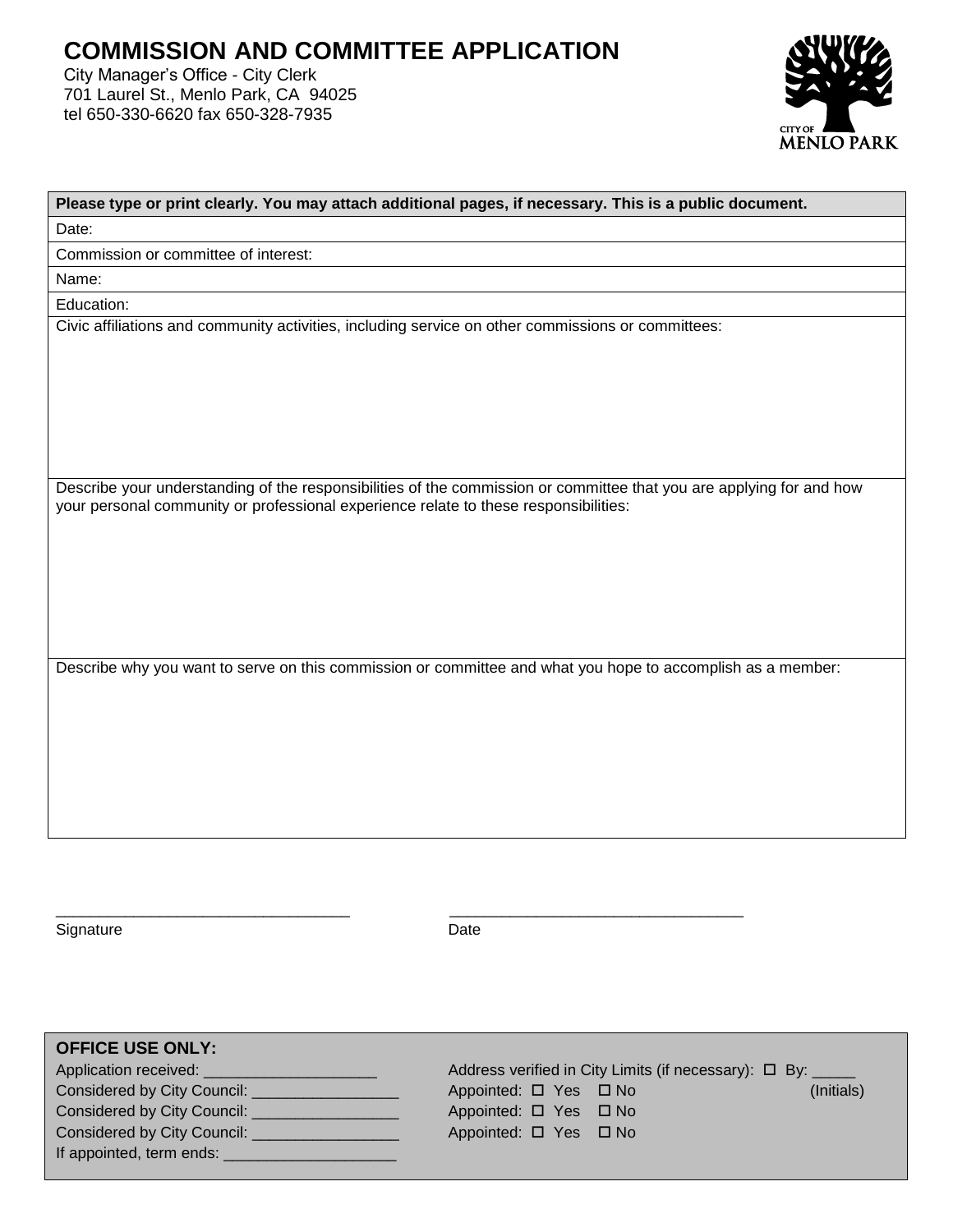# COMMISSION AND COMMITTEE APPLICATION

City Manager's Office - City Clerk
701 Laurel St., Menlo Park, CA 94025
tel 650-330-6620 fax 650-328-7935

CITY OF MENLO PARK

| **Please type or print clearly. You may attach additional pages, if necessary. This is a public document.** |
|---|
| Date: |
| Commission or committee of interest: |
| Name: |
| Education: |
| Civic affiliations and community activities, including service on other commissions or committees: |
| Describe your understanding of the responsibilities of the commission or committee that you are applying for and how your personal community or professional experience relate to these responsibilities: |
| Describe why you want to serve on this commission or committee and what you hope to accomplish as a member: |

\_\_\_\_\_\_\_\_\_\_\_\_\_\_\_\_\_\_\_\_\_\_\_\_\_\_\_\_\_\_\_\_\_\_\_ \_\_\_\_\_\_\_\_\_\_\_\_\_\_\_\_\_\_\_\_\_\_\_\_\_\_\_\_\_\_\_\_\_\_\_
Signature Date

**OFFICE USE ONLY:**

Application received: \_\_\_\_\_\_\_\_\_\_\_\_\_\_\_\_\_\_\_\_ Address verified in City Limits (if necessary): ☐ By: \_\_\_\_\_ (Initials)
Considered by City Council: \_\_\_\_\_\_\_\_\_\_\_\_\_\_\_\_\_ Appointed: ☐ Yes ☐ No
Considered by City Council: \_\_\_\_\_\_\_\_\_\_\_\_\_\_\_\_\_ Appointed: ☐ Yes ☐ No
Considered by City Council: \_\_\_\_\_\_\_\_\_\_\_\_\_\_\_\_\_ Appointed: ☐ Yes ☐ No
If appointed, term ends: \_\_\_\_\_\_\_\_\_\_\_\_\_\_\_\_\_\_\_\_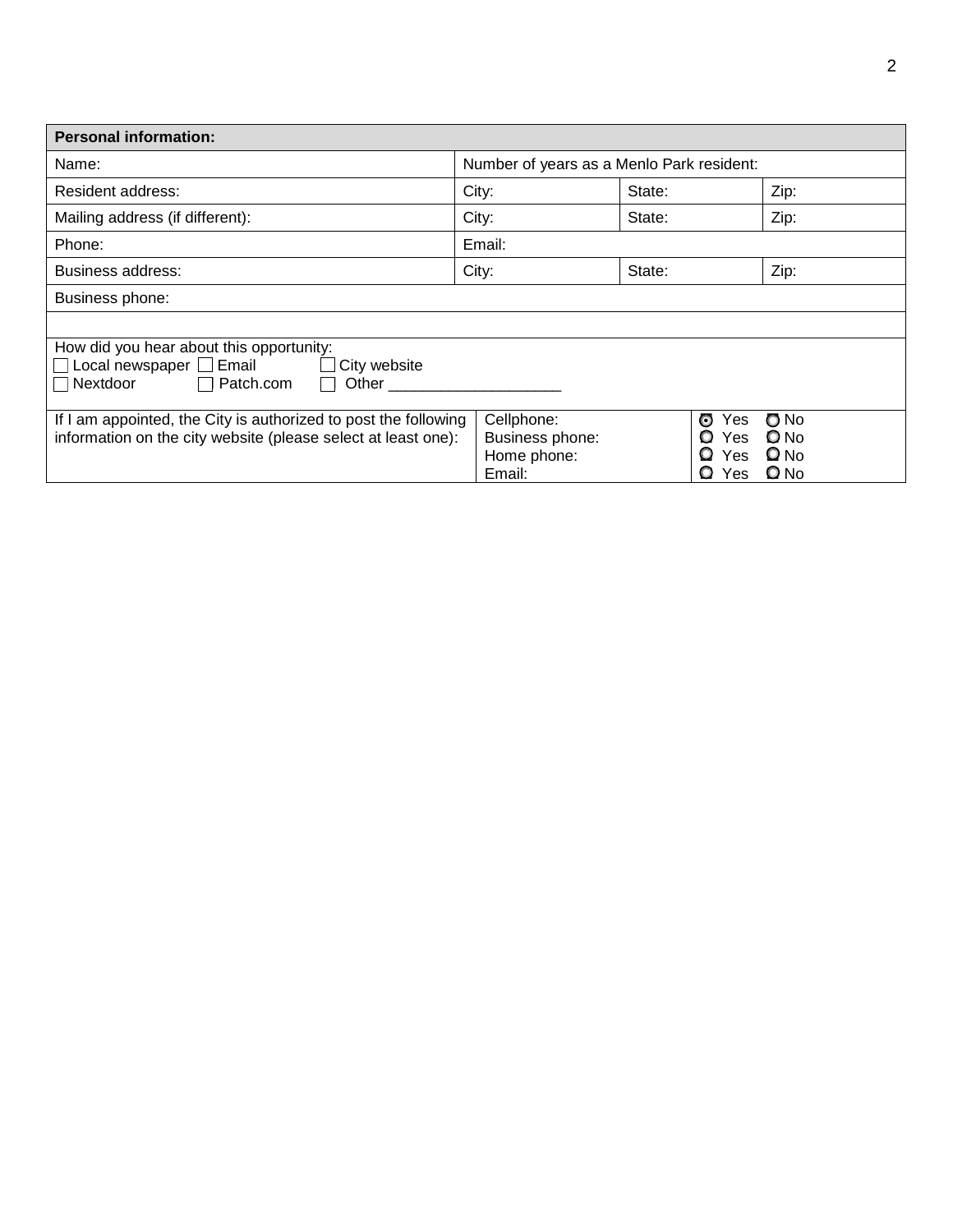| **Personal information:** | | | |
|---|---|---|---|
| Name: | Number of years as a Menlo Park resident: | | |
| Resident address: | City: | State: | Zip: |
| Mailing address (if different): | City: | State: | Zip: |
| Phone: | Email: | | |
| Business address: | City: | State: | Zip: |
| Business phone: | | | |
| | | | |

How did you hear about this opportunity:
☐ Local newspaper ☐ Email ☐ City website
☐ Nextdoor ☐ Patch.com ☐ Other ____________________

| | | |
|---|---|---|
| If I am appointed, the City is authorized to post the following information on the city website (please select at least one): | Cellphone: | ◉ Yes ○ No |
| | Business phone: | ○ Yes ○ No |
| | Home phone: | ○ Yes ○ No |
| | Email: | ○ Yes ○ No |